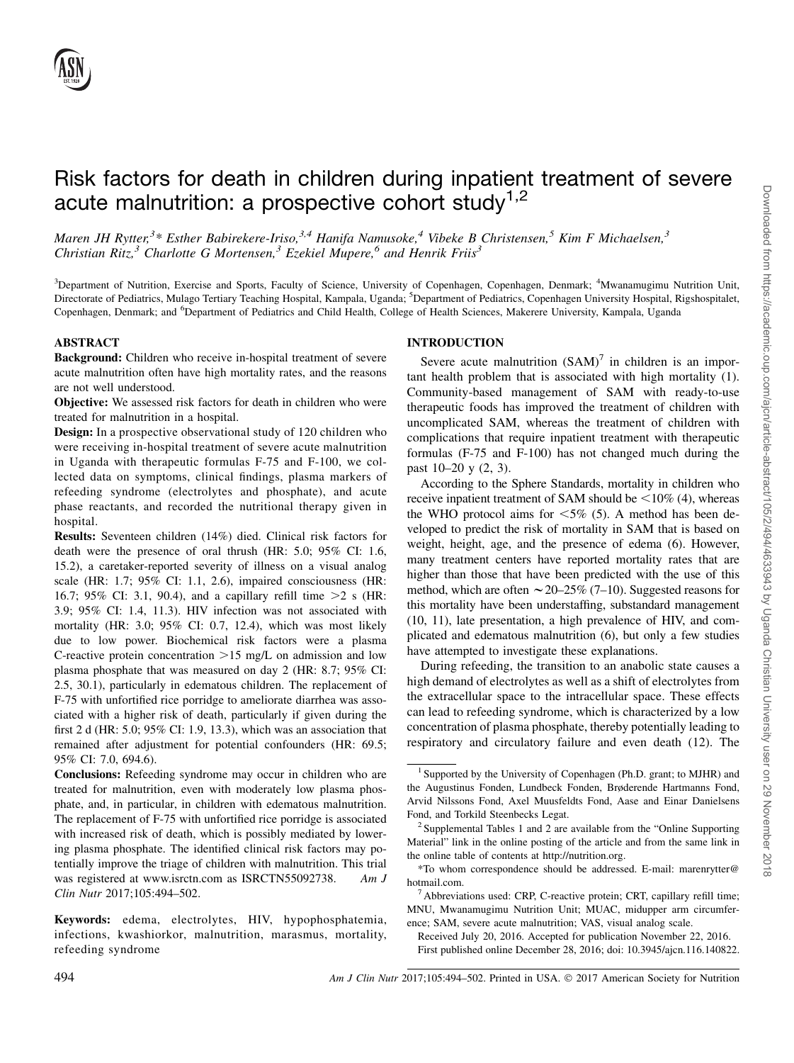# Risk factors for death in children during inpatient treatment of severe acute malnutrition: a prospective cohort study[1,2]

*Maren JH Rytter,[3]\* Esther Babirekere-Iriso,[3,4] Hanifa Namusoke,[4] Vibeke B Christensen,[5] Kim F Michaelsen,[3] Christian Ritz,[3] Charlotte G Mortensen,[3] Ezekiel Mupere,[6] and Henrik Friis[3]*

[3]Department of Nutrition, Exercise and Sports, Faculty of Science, University of Copenhagen, Copenhagen, Denmark; [4]Mwanamugimu Nutrition Unit, Directorate of Pediatrics, Mulago Tertiary Teaching Hospital, Kampala, Uganda; [5]Department of Pediatrics, Copenhagen University Hospital, Rigshospitalet, Copenhagen, Denmark; and [6]Department of Pediatrics and Child Health, College of Health Sciences, Makerere University, Kampala, Uganda

## ABSTRACT

**Background:** Children who receive in-hospital treatment of severe acute malnutrition often have high mortality rates, and the reasons are not well understood.

**Objective:** We assessed risk factors for death in children who were treated for malnutrition in a hospital.

**Design:** In a prospective observational study of 120 children who were receiving in-hospital treatment of severe acute malnutrition in Uganda with therapeutic formulas F-75 and F-100, we collected data on symptoms, clinical findings, plasma markers of refeeding syndrome (electrolytes and phosphate), and acute phase reactants, and recorded the nutritional therapy given in hospital.

**Results:** Seventeen children (14%) died. Clinical risk factors for death were the presence of oral thrush (HR: 5.0; 95% CI: 1.6, 15.2), a caretaker-reported severity of illness on a visual analog scale (HR: 1.7; 95% CI: 1.1, 2.6), impaired consciousness (HR: 16.7; 95% CI: 3.1, 90.4), and a capillary refill time >2 s (HR: 3.9; 95% CI: 1.4, 11.3). HIV infection was not associated with mortality (HR: 3.0; 95% CI: 0.7, 12.4), which was most likely due to low power. Biochemical risk factors were a plasma C-reactive protein concentration >15 mg/L on admission and low plasma phosphate that was measured on day 2 (HR: 8.7; 95% CI: 2.5, 30.1), particularly in edematous children. The replacement of F-75 with unfortified rice porridge to ameliorate diarrhea was associated with a higher risk of death, particularly if given during the first 2 d (HR: 5.0; 95% CI: 1.9, 13.3), which was an association that remained after adjustment for potential confounders (HR: 69.5; 95% CI: 7.0, 694.6).

**Conclusions:** Refeeding syndrome may occur in children who are treated for malnutrition, even with moderately low plasma phosphate, and, in particular, in children with edematous malnutrition. The replacement of F-75 with unfortified rice porridge is associated with increased risk of death, which is possibly mediated by lowering plasma phosphate. The identified clinical risk factors may potentially improve the triage of children with malnutrition. This trial was registered at www.isrctn.com as ISRCTN55092738. *Am J Clin Nutr* 2017;105:494–502.

**Keywords:** edema, electrolytes, HIV, hypophosphatemia, infections, kwashiorkor, malnutrition, marasmus, mortality, refeeding syndrome

## INTRODUCTION

Severe acute malnutrition (SAM)[7] in children is an important health problem that is associated with high mortality (1). Community-based management of SAM with ready-to-use therapeutic foods has improved the treatment of children with uncomplicated SAM, whereas the treatment of children with complications that require inpatient treatment with therapeutic formulas (F-75 and F-100) has not changed much during the past 10–20 y (2, 3).

According to the Sphere Standards, mortality in children who receive inpatient treatment of SAM should be <10% (4), whereas the WHO protocol aims for <5% (5). A method has been developed to predict the risk of mortality in SAM that is based on weight, height, age, and the presence of edema (6). However, many treatment centers have reported mortality rates that are higher than those that have been predicted with the use of this method, which are often ~20–25% (7–10). Suggested reasons for this mortality have been understaffing, substandard management (10, 11), late presentation, a high prevalence of HIV, and complicated and edematous malnutrition (6), but only a few studies have attempted to investigate these explanations.

During refeeding, the transition to an anabolic state causes a high demand of electrolytes as well as a shift of electrolytes from the extracellular space to the intracellular space. These effects can lead to refeeding syndrome, which is characterized by a low concentration of plasma phosphate, thereby potentially leading to respiratory and circulatory failure and even death (12). The

---

[1] Supported by the University of Copenhagen (Ph.D. grant; to MJHR) and the Augustinus Fonden, Lundbeck Fonden, Brøderende Hartmanns Fond, Arvid Nilssons Fond, Axel Muusfeldts Fond, Aase and Einar Danielsens Fond, and Torkild Steenbecks Legat.

[2] Supplemental Tables 1 and 2 are available from the "Online Supporting Material" link in the online posting of the article and from the same link in the online table of contents at http://nutrition.org.

\*To whom correspondence should be addressed. E-mail: marenrytter@hotmail.com.

[7] Abbreviations used: CRP, C-reactive protein; CRT, capillary refill time; MNU, Mwanamugimu Nutrition Unit; MUAC, midupper arm circumference; SAM, severe acute malnutrition; VAS, visual analog scale.

Received July 20, 2016. Accepted for publication November 22, 2016.

First published online December 28, 2016; doi: 10.3945/ajcn.116.140822.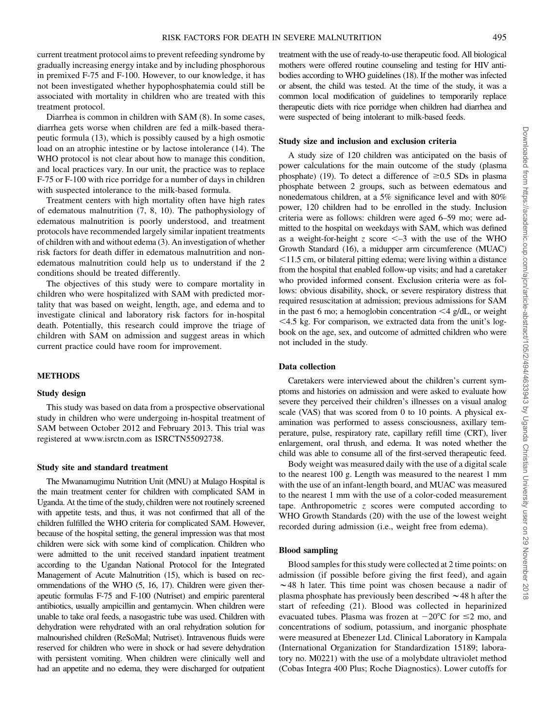current treatment protocol aims to prevent refeeding syndrome by gradually increasing energy intake and by including phosphorous in premixed F-75 and F-100. However, to our knowledge, it has not been investigated whether hypophosphatemia could still be associated with mortality in children who are treated with this treatment protocol.

Diarrhea is common in children with SAM (8). In some cases, diarrhea gets worse when children are fed a milk-based therapeutic formula (13), which is possibly caused by a high osmotic load on an atrophic intestine or by lactose intolerance (14). The WHO protocol is not clear about how to manage this condition, and local practices vary. In our unit, the practice was to replace F-75 or F-100 with rice porridge for a number of days in children with suspected intolerance to the milk-based formula.

Treatment centers with high mortality often have high rates of edematous malnutrition (7, 8, 10). The pathophysiology of edematous malnutrition is poorly understood, and treatment protocols have recommended largely similar inpatient treatments of children with and without edema (3). An investigation of whether risk factors for death differ in edematous malnutrition and nonedematous malnutrition could help us to understand if the 2 conditions should be treated differently.

The objectives of this study were to compare mortality in children who were hospitalized with SAM with predicted mortality that was based on weight, length, age, and edema and to investigate clinical and laboratory risk factors for in-hospital death. Potentially, this research could improve the triage of children with SAM on admission and suggest areas in which current practice could have room for improvement.

## METHODS

### Study design

This study was based on data from a prospective observational study in children who were undergoing in-hospital treatment of SAM between October 2012 and February 2013. This trial was registered at www.isrctn.com as ISRCTN55092738.

### Study site and standard treatment

The Mwanamugimu Nutrition Unit (MNU) at Mulago Hospital is the main treatment center for children with complicated SAM in Uganda. At the time of the study, children were not routinely screened with appetite tests, and thus, it was not confirmed that all of the children fulfilled the WHO criteria for complicated SAM. However, because of the hospital setting, the general impression was that most children were sick with some kind of complication. Children who were admitted to the unit received standard inpatient treatment according to the Ugandan National Protocol for the Integrated Management of Acute Malnutrition (15), which is based on recommendations of the WHO (5, 16, 17). Children were given therapeutic formulas F-75 and F-100 (Nutriset) and empiric parenteral antibiotics, usually ampicillin and gentamycin. When children were unable to take oral feeds, a nasogastric tube was used. Children with dehydration were rehydrated with an oral rehydration solution for malnourished children (ReSoMal; Nutriset). Intravenous fluids were reserved for children who were in shock or had severe dehydration with persistent vomiting. When children were clinically well and had an appetite and no edema, they were discharged for outpatient treatment with the use of ready-to-use therapeutic food. All biological mothers were offered routine counseling and testing for HIV antibodies according to WHO guidelines (18). If the mother was infected or absent, the child was tested. At the time of the study, it was a common local modification of guidelines to temporarily replace therapeutic diets with rice porridge when children had diarrhea and were suspected of being intolerant to milk-based feeds.

### Study size and inclusion and exclusion criteria

A study size of 120 children was anticipated on the basis of power calculations for the main outcome of the study (plasma phosphate) (19). To detect a difference of ≥0.5 SDs in plasma phosphate between 2 groups, such as between edematous and nonedematous children, at a 5% significance level and with 80% power, 120 children had to be enrolled in the study. Inclusion criteria were as follows: children were aged 6–59 mo; were admitted to the hospital on weekdays with SAM, which was defined as a weight-for-height $z$ score $<-3$ with the use of the WHO Growth Standard (16), a midupper arm circumference (MUAC) $<11.5$ cm, or bilateral pitting edema; were living within a distance from the hospital that enabled follow-up visits; and had a caretaker who provided informed consent. Exclusion criteria were as follows: obvious disability, shock, or severe respiratory distress that required resuscitation at admission; previous admissions for SAM in the past 6 mo; a hemoglobin concentration $<4$ g/dL, or weight $<4.5$ kg. For comparison, we extracted data from the unit's logbook on the age, sex, and outcome of admitted children who were not included in the study.

### Data collection

Caretakers were interviewed about the children's current symptoms and histories on admission and were asked to evaluate how severe they perceived their children's illnesses on a visual analog scale (VAS) that was scored from 0 to 10 points. A physical examination was performed to assess consciousness, axillary temperature, pulse, respiratory rate, capillary refill time (CRT), liver enlargement, oral thrush, and edema. It was noted whether the child was able to consume all of the first-served therapeutic feed.

Body weight was measured daily with the use of a digital scale to the nearest 100 g. Length was measured to the nearest 1 mm with the use of an infant-length board, and MUAC was measured to the nearest 1 mm with the use of a color-coded measurement tape. Anthropometric $z$ scores were computed according to WHO Growth Standards (20) with the use of the lowest weight recorded during admission (i.e., weight free from edema).

### Blood sampling

Blood samples for this study were collected at 2 time points: on admission (if possible before giving the first feed), and again ~48 h later. This time point was chosen because a nadir of plasma phosphate has previously been described ~48 h after the start of refeeding (21). Blood was collected in heparinized evacuated tubes. Plasma was frozen at $-20$°C for ≤2 mo, and concentrations of sodium, potassium, and inorganic phosphate were measured at Ebenezer Ltd. Clinical Laboratory in Kampala (International Organization for Standardization 15189; laboratory no. M0221) with the use of a molybdate ultraviolet method (Cobas Integra 400 Plus; Roche Diagnostics). Lower cutoffs for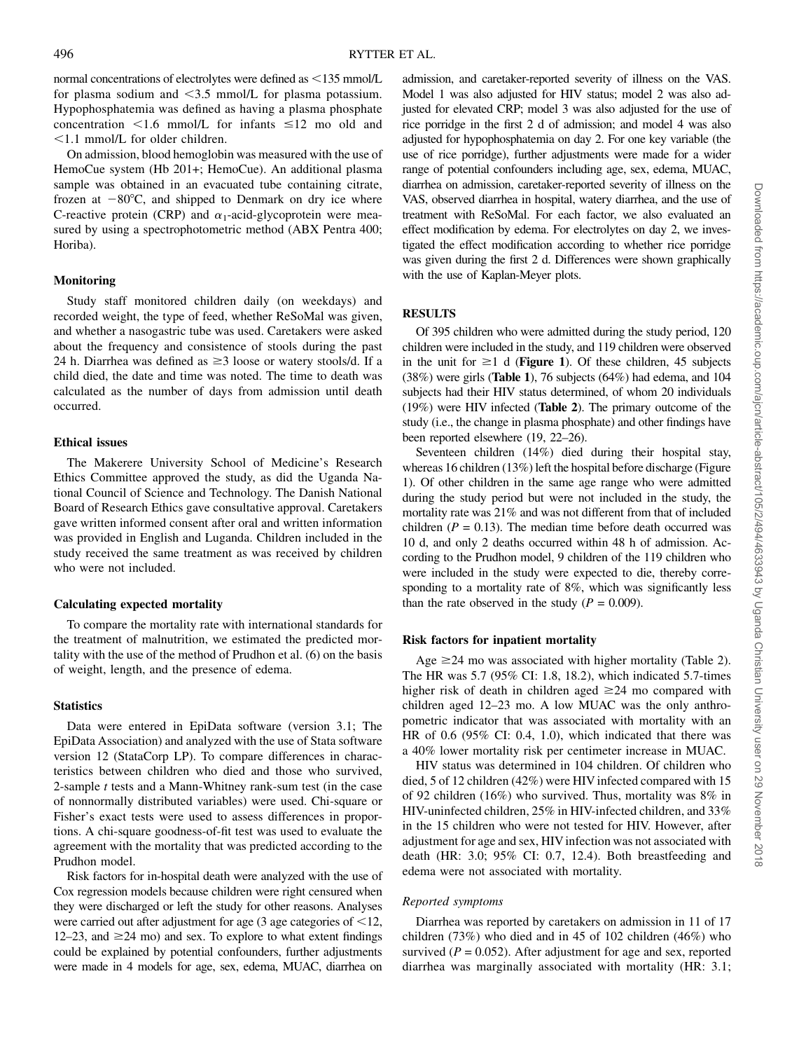normal concentrations of electrolytes were defined as <135 mmol/L for plasma sodium and <3.5 mmol/L for plasma potassium. Hypophosphatemia was defined as having a plasma phosphate concentration <1.6 mmol/L for infants ≤12 mo old and <1.1 mmol/L for older children.

On admission, blood hemoglobin was measured with the use of HemoCue system (Hb 201+; HemoCue). An additional plasma sample was obtained in an evacuated tube containing citrate, frozen at −80°C, and shipped to Denmark on dry ice where C-reactive protein (CRP) and $\alpha_1$-acid-glycoprotein were measured by using a spectrophotometric method (ABX Pentra 400; Horiba).

### Monitoring

Study staff monitored children daily (on weekdays) and recorded weight, the type of feed, whether ReSoMal was given, and whether a nasogastric tube was used. Caretakers were asked about the frequency and consistence of stools during the past 24 h. Diarrhea was defined as ≥3 loose or watery stools/d. If a child died, the date and time was noted. The time to death was calculated as the number of days from admission until death occurred.

### Ethical issues

The Makerere University School of Medicine's Research Ethics Committee approved the study, as did the Uganda National Council of Science and Technology. The Danish National Board of Research Ethics gave consultative approval. Caretakers gave written informed consent after oral and written information was provided in English and Luganda. Children included in the study received the same treatment as was received by children who were not included.

### Calculating expected mortality

To compare the mortality rate with international standards for the treatment of malnutrition, we estimated the predicted mortality with the use of the method of Prudhon et al. (6) on the basis of weight, length, and the presence of edema.

### Statistics

Data were entered in EpiData software (version 3.1; The EpiData Association) and analyzed with the use of Stata software version 12 (StataCorp LP). To compare differences in characteristics between children who died and those who survived, 2-sample *t* tests and a Mann-Whitney rank-sum test (in the case of nonnormally distributed variables) were used. Chi-square or Fisher's exact tests were used to assess differences in proportions. A chi-square goodness-of-fit test was used to evaluate the agreement with the mortality that was predicted according to the Prudhon model.

Risk factors for in-hospital death were analyzed with the use of Cox regression models because children were right censured when they were discharged or left the study for other reasons. Analyses were carried out after adjustment for age (3 age categories of <12, 12–23, and ≥24 mo) and sex. To explore to what extent findings could be explained by potential confounders, further adjustments were made in 4 models for age, sex, edema, MUAC, diarrhea on admission, and caretaker-reported severity of illness on the VAS. Model 1 was also adjusted for HIV status; model 2 was also adjusted for elevated CRP; model 3 was also adjusted for the use of rice porridge in the first 2 d of admission; and model 4 was also adjusted for hypophosphatemia on day 2. For one key variable (the use of rice porridge), further adjustments were made for a wider range of potential confounders including age, sex, edema, MUAC, diarrhea on admission, caretaker-reported severity of illness on the VAS, observed diarrhea in hospital, watery diarrhea, and the use of treatment with ReSoMal. For each factor, we also evaluated an effect modification by edema. For electrolytes on day 2, we investigated the effect modification according to whether rice porridge was given during the first 2 d. Differences were shown graphically with the use of Kaplan-Meyer plots.

## RESULTS

Of 395 children who were admitted during the study period, 120 children were included in the study, and 119 children were observed in the unit for ≥1 d (**Figure 1**). Of these children, 45 subjects (38%) were girls (**Table 1**), 76 subjects (64%) had edema, and 104 subjects had their HIV status determined, of whom 20 individuals (19%) were HIV infected (**Table 2**). The primary outcome of the study (i.e., the change in plasma phosphate) and other findings have been reported elsewhere (19, 22–26).

Seventeen children (14%) died during their hospital stay, whereas 16 children (13%) left the hospital before discharge (Figure 1). Of other children in the same age range who were admitted during the study period but were not included in the study, the mortality rate was 21% and was not different from that of included children ($P = 0.13$). The median time before death occurred was 10 d, and only 2 deaths occurred within 48 h of admission. According to the Prudhon model, 9 children of the 119 children who were included in the study were expected to die, thereby corresponding to a mortality rate of 8%, which was significantly less than the rate observed in the study ($P = 0.009$).

### Risk factors for inpatient mortality

Age ≥24 mo was associated with higher mortality (Table 2). The HR was 5.7 (95% CI: 1.8, 18.2), which indicated 5.7-times higher risk of death in children aged ≥24 mo compared with children aged 12–23 mo. A low MUAC was the only anthropometric indicator that was associated with mortality with an HR of 0.6 (95% CI: 0.4, 1.0), which indicated that there was a 40% lower mortality risk per centimeter increase in MUAC.

HIV status was determined in 104 children. Of children who died, 5 of 12 children (42%) were HIV infected compared with 15 of 92 children (16%) who survived. Thus, mortality was 8% in HIV-uninfected children, 25% in HIV-infected children, and 33% in the 15 children who were not tested for HIV. However, after adjustment for age and sex, HIV infection was not associated with death (HR: 3.0; 95% CI: 0.7, 12.4). Both breastfeeding and edema were not associated with mortality.

#### *Reported symptoms*

Diarrhea was reported by caretakers on admission in 11 of 17 children (73%) who died and in 45 of 102 children (46%) who survived ($P = 0.052$). After adjustment for age and sex, reported diarrhea was marginally associated with mortality (HR: 3.1;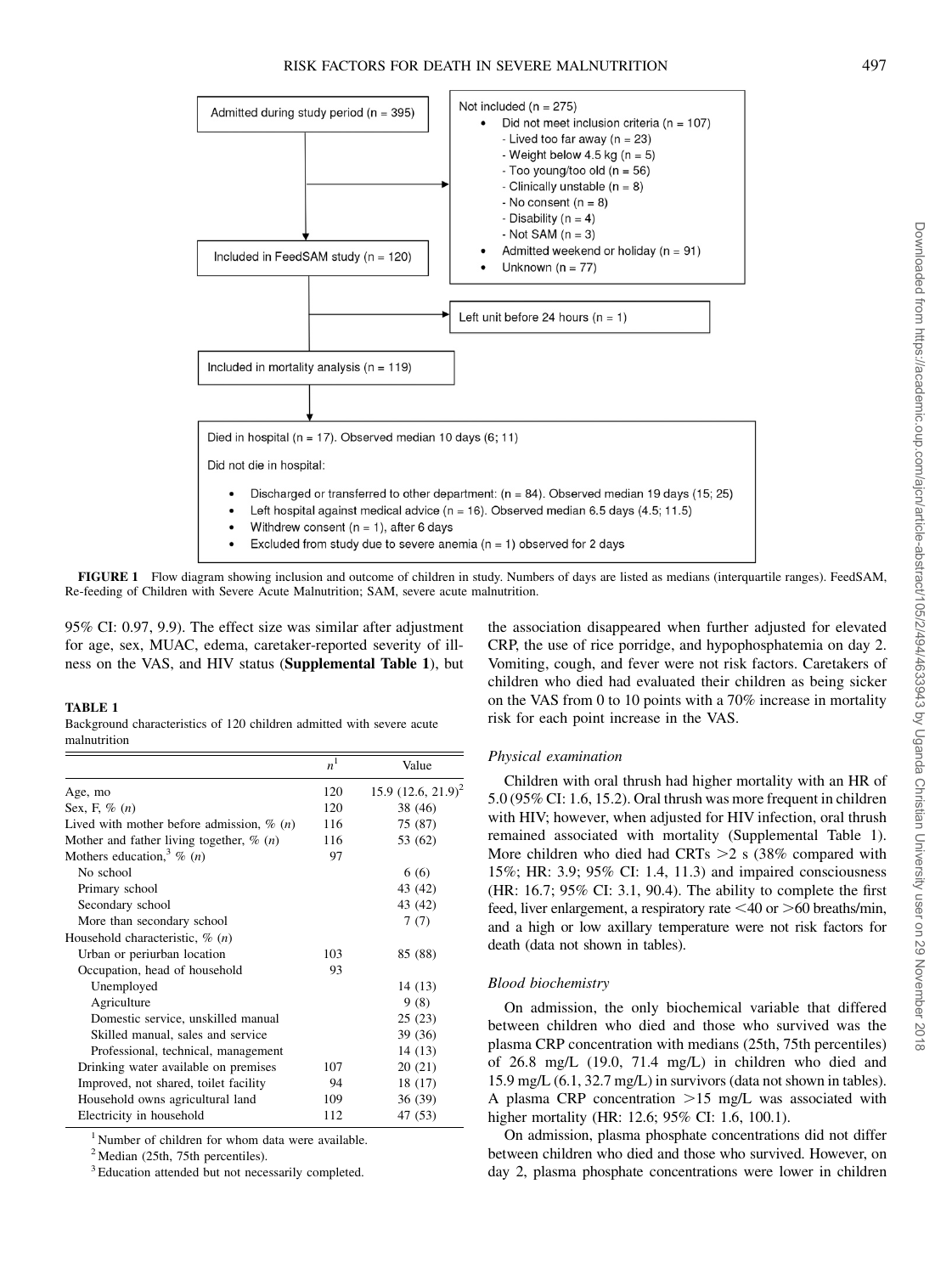Admitted during study period (n = 395)

Not included (n = 275)

- Did not meet inclusion criteria (n = 107)
  - Lived too far away (n = 23)
  - Weight below 4.5 kg (n = 5)
  - Too young/too old (n = 56)
  - Clinically unstable (n = 8)
  - No consent (n = 8)
  - Disability (n = 4)
  - Not SAM (n = 3)
- Admitted weekend or holiday (n = 91)
- Unknown (n = 77)

Included in FeedSAM study (n = 120)

Left unit before 24 hours (n = 1)

Included in mortality analysis (n = 119)

Died in hospital (n = 17). Observed median 10 days (6; 11)

Did not die in hospital:

- Discharged or transferred to other department: (n = 84). Observed median 19 days (15; 25)
- Left hospital against medical advice (n = 16). Observed median 6.5 days (4.5; 11.5)
- Withdrew consent (n = 1), after 6 days
- Excluded from study due to severe anemia (n = 1) observed for 2 days

**FIGURE 1** Flow diagram showing inclusion and outcome of children in study. Numbers of days are listed as medians (interquartile ranges). FeedSAM, Re-feeding of Children with Severe Acute Malnutrition; SAM, severe acute malnutrition.

95% CI: 0.97, 9.9). The effect size was similar after adjustment for age, sex, MUAC, edema, caretaker-reported severity of illness on the VAS, and HIV status (**Supplemental Table 1**), but the association disappeared when further adjusted for elevated CRP, the use of rice porridge, and hypophosphatemia on day 2. Vomiting, cough, and fever were not risk factors. Caretakers of children who died had evaluated their children as being sicker on the VAS from 0 to 10 points with a 70% increase in mortality risk for each point increase in the VAS.

**TABLE 1**
Background characteristics of 120 children admitted with severe acute malnutrition

| | $n$[1] | Value |
|---|---|---|
| Age, mo | 120 | 15.9 (12.6, 21.9)[2] |
| Sex, F, % ($n$) | 120 | 38 (46) |
| Lived with mother before admission, % ($n$) | 116 | 75 (87) |
| Mother and father living together, % ($n$) | 116 | 53 (62) |
| Mothers education,[3] % ($n$) | 97 | |
| No school | | 6 (6) |
| Primary school | | 43 (42) |
| Secondary school | | 43 (42) |
| More than secondary school | | 7 (7) |
| Household characteristic, % ($n$) | | |
| Urban or periurban location | 103 | 85 (88) |
| Occupation, head of household | 93 | |
| Unemployed | | 14 (13) |
| Agriculture | | 9 (8) |
| Domestic service, unskilled manual | | 25 (23) |
| Skilled manual, sales and service | | 39 (36) |
| Professional, technical, management | | 14 (13) |
| Drinking water available on premises | 107 | 20 (21) |
| Improved, not shared, toilet facility | 94 | 18 (17) |
| Household owns agricultural land | 109 | 36 (39) |
| Electricity in household | 112 | 47 (53) |

[1] Number of children for whom data were available.
[2] Median (25th, 75th percentiles).
[3] Education attended but not necessarily completed.

### Physical examination

Children with oral thrush had higher mortality with an HR of 5.0 (95% CI: 1.6, 15.2). Oral thrush was more frequent in children with HIV; however, when adjusted for HIV infection, oral thrush remained associated with mortality (Supplemental Table 1). More children who died had CRTs >2 s (38% compared with 15%; HR: 3.9; 95% CI: 1.4, 11.3) and impaired consciousness (HR: 16.7; 95% CI: 3.1, 90.4). The ability to complete the first feed, liver enlargement, a respiratory rate <40 or >60 breaths/min, and a high or low axillary temperature were not risk factors for death (data not shown in tables).

### Blood biochemistry

On admission, the only biochemical variable that differed between children who died and those who survived was the plasma CRP concentration with medians (25th, 75th percentiles) of 26.8 mg/L (19.0, 71.4 mg/L) in children who died and 15.9 mg/L (6.1, 32.7 mg/L) in survivors (data not shown in tables). A plasma CRP concentration >15 mg/L was associated with higher mortality (HR: 12.6; 95% CI: 1.6, 100.1).

On admission, plasma phosphate concentrations did not differ between children who died and those who survived. However, on day 2, plasma phosphate concentrations were lower in children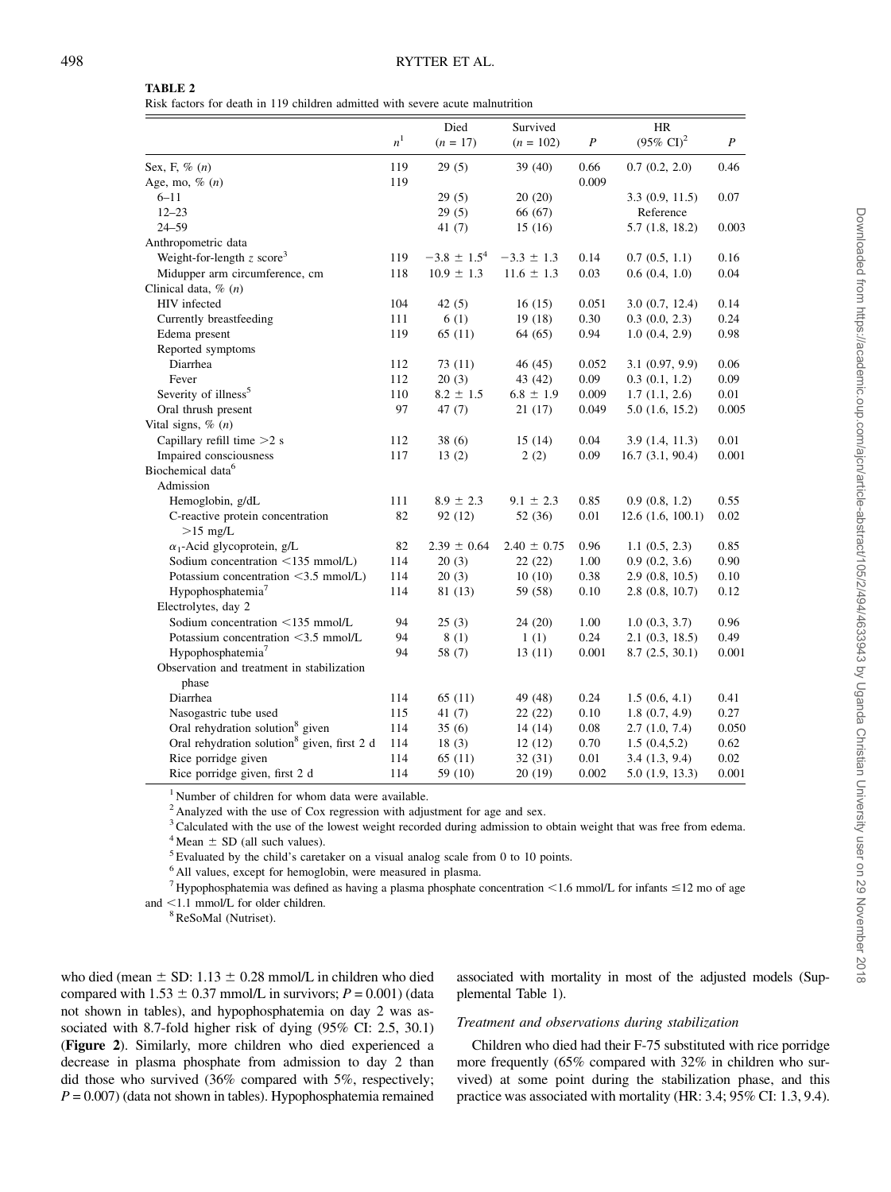**TABLE 2**

Risk factors for death in 119 children admitted with severe acute malnutrition

| | $n$[1] | Died ($n$ = 17) | Survived ($n$ = 102) | $P$ | HR (95% CI)[2] | $P$ |
|---|---|---|---|---|---|---|
| Sex, F, % ($n$) | 119 | 29 (5) | 39 (40) | 0.66 | 0.7 (0.2, 2.0) | 0.46 |
| Age, mo, % ($n$) | 119 | | | 0.009 | | |
| 6–11 | | 29 (5) | 20 (20) | | 3.3 (0.9, 11.5) | 0.07 |
| 12–23 | | 29 (5) | 66 (67) | | Reference | |
| 24–59 | | 41 (7) | 15 (16) | | 5.7 (1.8, 18.2) | 0.003 |
| Anthropometric data | | | | | | |
| Weight-for-length $z$ score[3] | 119 | $-3.8 \pm 1.5$[4] | $-3.3 \pm 1.3$ | 0.14 | 0.7 (0.5, 1.1) | 0.16 |
| Midupper arm circumference, cm | 118 | $10.9 \pm 1.3$ | $11.6 \pm 1.3$ | 0.03 | 0.6 (0.4, 1.0) | 0.04 |
| Clinical data, % ($n$) | | | | | | |
| HIV infected | 104 | 42 (5) | 16 (15) | 0.051 | 3.0 (0.7, 12.4) | 0.14 |
| Currently breastfeeding | 111 | 6 (1) | 19 (18) | 0.30 | 0.3 (0.0, 2.3) | 0.24 |
| Edema present | 119 | 65 (11) | 64 (65) | 0.94 | 1.0 (0.4, 2.9) | 0.98 |
| Reported symptoms | | | | | | |
| Diarrhea | 112 | 73 (11) | 46 (45) | 0.052 | 3.1 (0.97, 9.9) | 0.06 |
| Fever | 112 | 20 (3) | 43 (42) | 0.09 | 0.3 (0.1, 1.2) | 0.09 |
| Severity of illness[5] | 110 | $8.2 \pm 1.5$ | $6.8 \pm 1.9$ | 0.009 | 1.7 (1.1, 2.6) | 0.01 |
| Oral thrush present | 97 | 47 (7) | 21 (17) | 0.049 | 5.0 (1.6, 15.2) | 0.005 |
| Vital signs, % ($n$) | | | | | | |
| Capillary refill time >2 s | 112 | 38 (6) | 15 (14) | 0.04 | 3.9 (1.4, 11.3) | 0.01 |
| Impaired consciousness | 117 | 13 (2) | 2 (2) | 0.09 | 16.7 (3.1, 90.4) | 0.001 |
| Biochemical data[6] | | | | | | |
| Admission | | | | | | |
| Hemoglobin, g/dL | 111 | $8.9 \pm 2.3$ | $9.1 \pm 2.3$ | 0.85 | 0.9 (0.8, 1.2) | 0.55 |
| C-reactive protein concentration >15 mg/L | 82 | 92 (12) | 52 (36) | 0.01 | 12.6 (1.6, 100.1) | 0.02 |
| $\alpha_1$-Acid glycoprotein, g/L | 82 | $2.39 \pm 0.64$ | $2.40 \pm 0.75$ | 0.96 | 1.1 (0.5, 2.3) | 0.85 |
| Sodium concentration <135 mmol/L) | 114 | 20 (3) | 22 (22) | 1.00 | 0.9 (0.2, 3.6) | 0.90 |
| Potassium concentration <3.5 mmol/L) | 114 | 20 (3) | 10 (10) | 0.38 | 2.9 (0.8, 10.5) | 0.10 |
| Hypophosphatemia[7] | 114 | 81 (13) | 59 (58) | 0.10 | 2.8 (0.8, 10.7) | 0.12 |
| Electrolytes, day 2 | | | | | | |
| Sodium concentration <135 mmol/L | 94 | 25 (3) | 24 (20) | 1.00 | 1.0 (0.3, 3.7) | 0.96 |
| Potassium concentration <3.5 mmol/L | 94 | 8 (1) | 1 (1) | 0.24 | 2.1 (0.3, 18.5) | 0.49 |
| Hypophosphatemia[7] | 94 | 58 (7) | 13 (11) | 0.001 | 8.7 (2.5, 30.1) | 0.001 |
| Observation and treatment in stabilization phase | | | | | | |
| Diarrhea | 114 | 65 (11) | 49 (48) | 0.24 | 1.5 (0.6, 4.1) | 0.41 |
| Nasogastric tube used | 115 | 41 (7) | 22 (22) | 0.10 | 1.8 (0.7, 4.9) | 0.27 |
| Oral rehydration solution[8] given | 114 | 35 (6) | 14 (14) | 0.08 | 2.7 (1.0, 7.4) | 0.050 |
| Oral rehydration solution[8] given, first 2 d | 114 | 18 (3) | 12 (12) | 0.70 | 1.5 (0.4,5.2) | 0.62 |
| Rice porridge given | 114 | 65 (11) | 32 (31) | 0.01 | 3.4 (1.3, 9.4) | 0.02 |
| Rice porridge given, first 2 d | 114 | 59 (10) | 20 (19) | 0.002 | 5.0 (1.9, 13.3) | 0.001 |

[1] Number of children for whom data were available.

[2] Analyzed with the use of Cox regression with adjustment for age and sex.

[3] Calculated with the use of the lowest weight recorded during admission to obtain weight that was free from edema.

[4] Mean ± SD (all such values).

[5] Evaluated by the child's caretaker on a visual analog scale from 0 to 10 points.

[6] All values, except for hemoglobin, were measured in plasma.

[7] Hypophosphatemia was defined as having a plasma phosphate concentration <1.6 mmol/L for infants ≤12 mo of age and <1.1 mmol/L for older children.

[8] ReSoMal (Nutriset).

who died (mean ± SD: 1.13 ± 0.28 mmol/L in children who died compared with 1.53 ± 0.37 mmol/L in survivors; $P = 0.001$) (data not shown in tables), and hypophosphatemia on day 2 was associated with 8.7-fold higher risk of dying (95% CI: 2.5, 30.1) (**Figure 2**). Similarly, more children who died experienced a decrease in plasma phosphate from admission to day 2 than did those who survived (36% compared with 5%, respectively; $P = 0.007$) (data not shown in tables). Hypophosphatemia remained associated with mortality in most of the adjusted models (Supplemental Table 1).

### *Treatment and observations during stabilization*

Children who died had their F-75 substituted with rice porridge more frequently (65% compared with 32% in children who survived) at some point during the stabilization phase, and this practice was associated with mortality (HR: 3.4; 95% CI: 1.3, 9.4).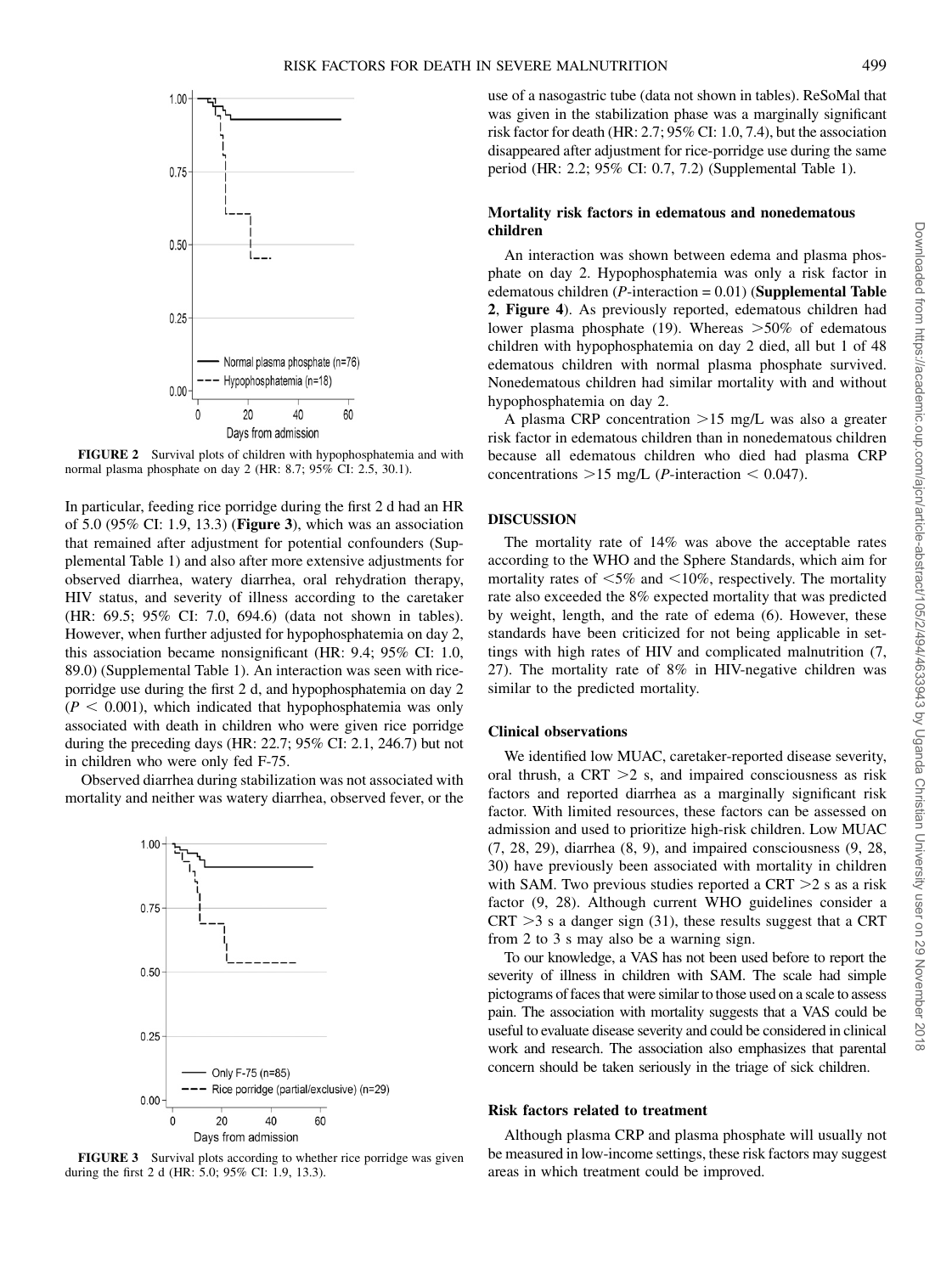FIGURE 2 Survival plots of children with hypophosphatemia and with normal plasma phosphate on day 2 (HR: 8.7; 95% CI: 2.5, 30.1).

In particular, feeding rice porridge during the first 2 d had an HR of 5.0 (95% CI: 1.9, 13.3) (**Figure 3**), which was an association that remained after adjustment for potential confounders (Supplemental Table 1) and also after more extensive adjustments for observed diarrhea, watery diarrhea, oral rehydration therapy, HIV status, and severity of illness according to the caretaker (HR: 69.5; 95% CI: 7.0, 694.6) (data not shown in tables). However, when further adjusted for hypophosphatemia on day 2, this association became nonsignificant (HR: 9.4; 95% CI: 1.0, 89.0) (Supplemental Table 1). An interaction was seen with rice-porridge use during the first 2 d, and hypophosphatemia on day 2 ($P < 0.001$), which indicated that hypophosphatemia was only associated with death in children who were given rice porridge during the preceding days (HR: 22.7; 95% CI: 2.1, 246.7) but not in children who were only fed F-75.

Observed diarrhea during stabilization was not associated with mortality and neither was watery diarrhea, observed fever, or the use of a nasogastric tube (data not shown in tables). ReSoMal that was given in the stabilization phase was a marginally significant risk factor for death (HR: 2.7; 95% CI: 1.0, 7.4), but the association disappeared after adjustment for rice-porridge use during the same period (HR: 2.2; 95% CI: 0.7, 7.2) (Supplemental Table 1).

FIGURE 3 Survival plots according to whether rice porridge was given during the first 2 d (HR: 5.0; 95% CI: 1.9, 13.3).

### Mortality risk factors in edematous and nonedematous children

An interaction was shown between edema and plasma phosphate on day 2. Hypophosphatemia was only a risk factor in edematous children ($P$-interaction = 0.01) (**Supplemental Table 2**, **Figure 4**). As previously reported, edematous children had lower plasma phosphate (19). Whereas >50% of edematous children with hypophosphatemia on day 2 died, all but 1 of 48 edematous children with normal plasma phosphate survived. Nonedematous children had similar mortality with and without hypophosphatemia on day 2.

A plasma CRP concentration >15 mg/L was also a greater risk factor in edematous children than in nonedematous children because all edematous children who died had plasma CRP concentrations >15 mg/L ($P$-interaction < 0.047).

## DISCUSSION

The mortality rate of 14% was above the acceptable rates according to the WHO and the Sphere Standards, which aim for mortality rates of <5% and <10%, respectively. The mortality rate also exceeded the 8% expected mortality that was predicted by weight, length, and the rate of edema (6). However, these standards have been criticized for not being applicable in settings with high rates of HIV and complicated malnutrition (7, 27). The mortality rate of 8% in HIV-negative children was similar to the predicted mortality.

### Clinical observations

We identified low MUAC, caretaker-reported disease severity, oral thrush, a CRT >2 s, and impaired consciousness as risk factors and reported diarrhea as a marginally significant risk factor. With limited resources, these factors can be assessed on admission and used to prioritize high-risk children. Low MUAC (7, 28, 29), diarrhea (8, 9), and impaired consciousness (9, 28, 30) have previously been associated with mortality in children with SAM. Two previous studies reported a CRT >2 s as a risk factor (9, 28). Although current WHO guidelines consider a CRT >3 s a danger sign (31), these results suggest that a CRT from 2 to 3 s may also be a warning sign.

To our knowledge, a VAS has not been used before to report the severity of illness in children with SAM. The scale had simple pictograms of faces that were similar to those used on a scale to assess pain. The association with mortality suggests that a VAS could be useful to evaluate disease severity and could be considered in clinical work and research. The association also emphasizes that parental concern should be taken seriously in the triage of sick children.

### Risk factors related to treatment

Although plasma CRP and plasma phosphate will usually not be measured in low-income settings, these risk factors may suggest areas in which treatment could be improved.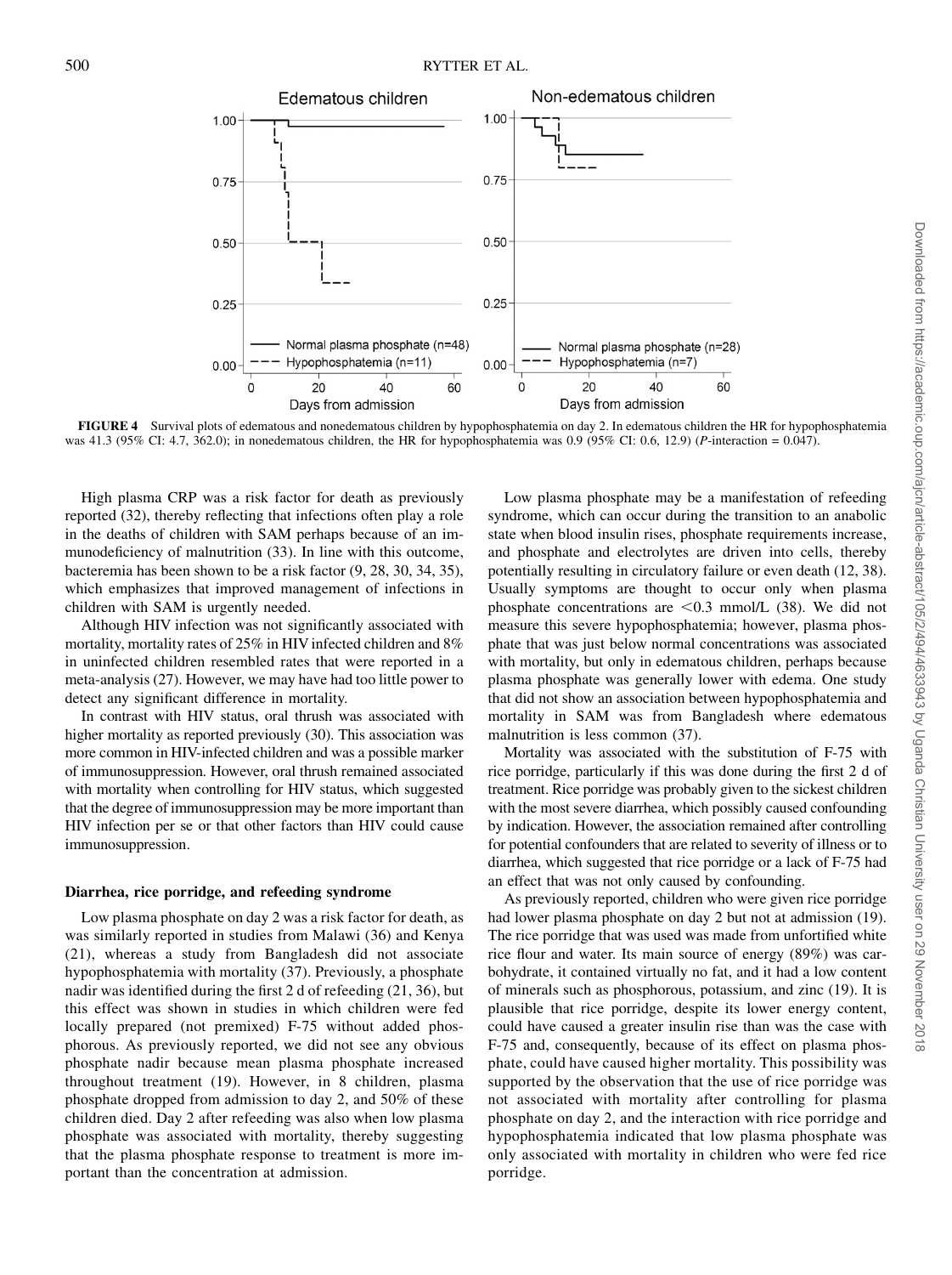**FIGURE 4** Survival plots of edematous and nonedematous children by hypophosphatemia on day 2. In edematous children the HR for hypophosphatemia was 41.3 (95% CI: 4.7, 362.0); in nonedematous children, the HR for hypophosphatemia was 0.9 (95% CI: 0.6, 12.9) (*P*-interaction = 0.047).

High plasma CRP was a risk factor for death as previously reported (32), thereby reflecting that infections often play a role in the deaths of children with SAM perhaps because of an immunodeficiency of malnutrition (33). In line with this outcome, bacteremia has been shown to be a risk factor (9, 28, 30, 34, 35), which emphasizes that improved management of infections in children with SAM is urgently needed.

Although HIV infection was not significantly associated with mortality, mortality rates of 25% in HIV infected children and 8% in uninfected children resembled rates that were reported in a meta-analysis (27). However, we may have had too little power to detect any significant difference in mortality.

In contrast with HIV status, oral thrush was associated with higher mortality as reported previously (30). This association was more common in HIV-infected children and was a possible marker of immunosuppression. However, oral thrush remained associated with mortality when controlling for HIV status, which suggested that the degree of immunosuppression may be more important than HIV infection per se or that other factors than HIV could cause immunosuppression.

### Diarrhea, rice porridge, and refeeding syndrome

Low plasma phosphate on day 2 was a risk factor for death, as was similarly reported in studies from Malawi (36) and Kenya (21), whereas a study from Bangladesh did not associate hypophosphatemia with mortality (37). Previously, a phosphate nadir was identified during the first 2 d of refeeding (21, 36), but this effect was shown in studies in which children were fed locally prepared (not premixed) F-75 without added phosphorous. As previously reported, we did not see any obvious phosphate nadir because mean plasma phosphate increased throughout treatment (19). However, in 8 children, plasma phosphate dropped from admission to day 2, and 50% of these children died. Day 2 after refeeding was also when low plasma phosphate was associated with mortality, thereby suggesting that the plasma phosphate response to treatment is more important than the concentration at admission.

Low plasma phosphate may be a manifestation of refeeding syndrome, which can occur during the transition to an anabolic state when blood insulin rises, phosphate requirements increase, and phosphate and electrolytes are driven into cells, thereby potentially resulting in circulatory failure or even death (12, 38). Usually symptoms are thought to occur only when plasma phosphate concentrations are <0.3 mmol/L (38). We did not measure this severe hypophosphatemia; however, plasma phosphate that was just below normal concentrations was associated with mortality, but only in edematous children, perhaps because plasma phosphate was generally lower with edema. One study that did not show an association between hypophosphatemia and mortality in SAM was from Bangladesh where edematous malnutrition is less common (37).

Mortality was associated with the substitution of F-75 with rice porridge, particularly if this was done during the first 2 d of treatment. Rice porridge was probably given to the sickest children with the most severe diarrhea, which possibly caused confounding by indication. However, the association remained after controlling for potential confounders that are related to severity of illness or to diarrhea, which suggested that rice porridge or a lack of F-75 had an effect that was not only caused by confounding.

As previously reported, children who were given rice porridge had lower plasma phosphate on day 2 but not at admission (19). The rice porridge that was used was made from unfortified white rice flour and water. Its main source of energy (89%) was carbohydrate, it contained virtually no fat, and it had a low content of minerals such as phosphorous, potassium, and zinc (19). It is plausible that rice porridge, despite its lower energy content, could have caused a greater insulin rise than was the case with F-75 and, consequently, because of its effect on plasma phosphate, could have caused higher mortality. This possibility was supported by the observation that the use of rice porridge was not associated with mortality after controlling for plasma phosphate on day 2, and the interaction with rice porridge and hypophosphatemia indicated that low plasma phosphate was only associated with mortality in children who were fed rice porridge.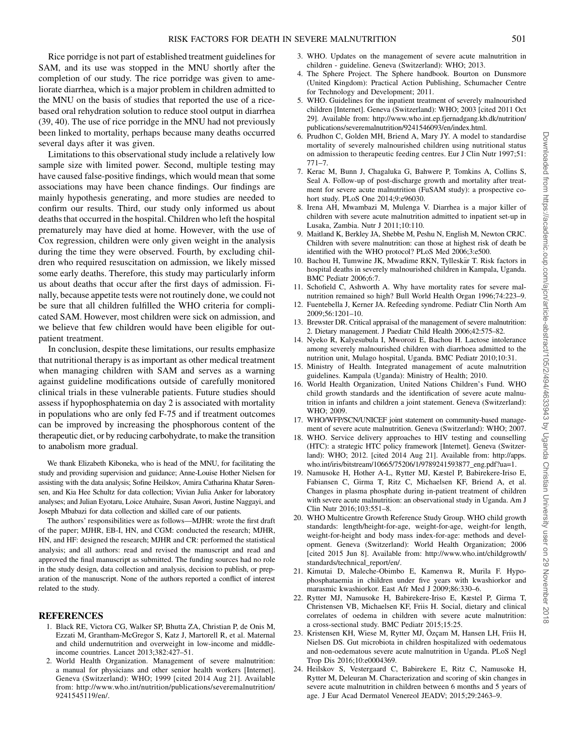Rice porridge is not part of established treatment guidelines for SAM, and its use was stopped in the MNU shortly after the completion of our study. The rice porridge was given to ameliorate diarrhea, which is a major problem in children admitted to the MNU on the basis of studies that reported the use of a rice-based oral rehydration solution to reduce stool output in diarrhea (39, 40). The use of rice porridge in the MNU had not previously been linked to mortality, perhaps because many deaths occurred several days after it was given.

Limitations to this observational study include a relatively low sample size with limited power. Second, multiple testing may have caused false-positive findings, which would mean that some associations may have been chance findings. Our findings are mainly hypothesis generating, and more studies are needed to confirm our results. Third, our study only informed us about deaths that occurred in the hospital. Children who left the hospital prematurely may have died at home. However, with the use of Cox regression, children were only given weight in the analysis during the time they were observed. Fourth, by excluding children who required resuscitation on admission, we likely missed some early deaths. Therefore, this study may particularly inform us about deaths that occur after the first days of admission. Finally, because appetite tests were not routinely done, we could not be sure that all children fulfilled the WHO criteria for complicated SAM. However, most children were sick on admission, and we believe that few children would have been eligible for outpatient treatment.

In conclusion, despite these limitations, our results emphasize that nutritional therapy is as important as other medical treatment when managing children with SAM and serves as a warning against guideline modifications outside of carefully monitored clinical trials in these vulnerable patients. Future studies should assess if hypophosphatemia on day 2 is associated with mortality in populations who are only fed F-75 and if treatment outcomes can be improved by increasing the phosphorous content of the therapeutic diet, or by reducing carbohydrate, to make the transition to anabolism more gradual.

We thank Elizabeth Kiboneka, who is head of the MNU, for facilitating the study and providing supervision and guidance; Anne-Louise Hother Nielsen for assisting with the data analysis; Sofine Heilskov, Amira Catharina Khatar Sørensen, and Kia Hee Schultz for data collection; Vivian Julia Anker for laboratory analyses; and Julian Eyotaru, Loice Atuhaire, Susan Awori, Justine Naggayi, and Joseph Mbabazi for data collection and skilled care of our patients.

The authors' responsibilities were as follows—MJHR: wrote the first draft of the paper; MJHR, EB-I, HN, and CGM: conducted the research; MJHR, HN, and HF: designed the research; MJHR and CR: performed the statistical analysis; and all authors: read and revised the manuscript and read and approved the final manuscript as submitted. The funding sources had no role in the study design, data collection and analysis, decision to publish, or preparation of the manuscript. None of the authors reported a conflict of interest related to the study.

## REFERENCES

1. Black RE, Victora CG, Walker SP, Bhutta ZA, Christian P, de Onis M, Ezzati M, Grantham-McGregor S, Katz J, Martorell R, et al. Maternal and child undernutrition and overweight in low-income and middle-income countries. Lancet 2013;382:427–51.
2. World Health Organization. Management of severe malnutrition: a manual for physicians and other senior health workers [Internet]. Geneva (Switzerland): WHO; 1999 [cited 2014 Aug 21]. Available from: http://www.who.int/nutrition/publications/severemalnutrition/9241545119/en/.
3. WHO. Updates on the management of severe acute malnutrition in children - guideline. Geneva (Switzerland): WHO; 2013.
4. The Sphere Project. The Sphere handbook. Bourton on Dunsmore (United Kingdom): Practical Action Publishing, Schumacher Centre for Technology and Development; 2011.
5. WHO. Guidelines for the inpatient treatment of severely malnourished children [Internet]. Geneva (Switzerland): WHO; 2003 [cited 2011 Oct 29]. Available from: http://www.who.int.ep.fjernadgang.kb.dk/nutrition/publications/severemalnutrition/9241546093/en/index.html.
6. Prudhon C, Golden MH, Briend A, Mary JY. A model to standardise mortality of severely malnourished children using nutritional status on admission to therapeutic feeding centres. Eur J Clin Nutr 1997;51:771–7.
7. Kerac M, Bunn J, Chagaluka G, Bahwere P, Tomkins A, Collins S, Seal A. Follow-up of post-discharge growth and mortality after treatment for severe acute malnutrition (FuSAM study): a prospective cohort study. PLoS One 2014;9:e96030.
8. Irena AH, Mwambazi M, Mulenga V. Diarrhea is a major killer of children with severe acute malnutrition admitted to inpatient set-up in Lusaka, Zambia. Nutr J 2011;10:110.
9. Maitland K, Berkley JA, Shebbe M, Peshu N, English M, Newton CRJC. Children with severe malnutrition: can those at highest risk of death be identified with the WHO protocol? PLoS Med 2006;3:e500.
10. Bachou H, Tumwine JK, Mwadime RKN, Tylleskär T. Risk factors in hospital deaths in severely malnourished children in Kampala, Uganda. BMC Pediatr 2006;6:7.
11. Schofield C, Ashworth A. Why have mortality rates for severe malnutrition remained so high? Bull World Health Organ 1996;74:223–9.
12. Fuentebella J, Kerner JA. Refeeding syndrome. Pediatr Clin North Am 2009;56:1201–10.
13. Brewster DR. Critical appraisal of the management of severe malnutrition: 2. Dietary management. J Paediatr Child Health 2006;42:575–82.
14. Nyeko R, Kalyesubula I, Mworozi E, Bachou H. Lactose intolerance among severely malnourished children with diarrhoea admitted to the nutrition unit, Mulago hospital, Uganda. BMC Pediatr 2010;10:31.
15. Ministry of Health. Integrated management of acute malnutrition guidelines. Kampala (Uganda): Ministry of Health; 2010.
16. World Health Organization, United Nations Children's Fund. WHO child growth standards and the identification of severe acute malnutrition in infants and children a joint statement. Geneva (Switzerland): WHO; 2009.
17. WHO/WFP/SCN/UNICEF joint statement on community-based management of severe acute malnutrition. Geneva (Switzerland): WHO; 2007.
18. WHO. Service delivery approaches to HIV testing and counselling (HTC): a strategic HTC policy framework [Internet]. Geneva (Switzerland): WHO; 2012. [cited 2014 Aug 21]. Available from: http://apps.who.int/iris/bitstream/10665/75206/1/9789241593877_eng.pdf?ua=1.
19. Namusoke H, Hother A-L, Rytter MJ, Kæstel P, Babirekere-Iriso E, Fabiansen C, Girma T, Ritz C, Michaelsen KF, Briend A, et al. Changes in plasma phosphate during in-patient treatment of children with severe acute malnutrition: an observational study in Uganda. Am J Clin Nutr 2016;103:551–8.
20. WHO Multicentre Growth Reference Study Group. WHO child growth standards: length/height-for-age, weight-for-age, weight-for length, weight-for-height and body mass index-for-age: methods and development. Geneva (Switzerland): World Health Organization; 2006 [cited 2015 Jun 8]. Available from: http://www.who.int/childgrowth/standards/technical_report/en/.
21. Kimutai D, Maleche-Obimbo E, Kamenwa R, Murila F. Hypophosphataemia in children under five years with kwashiorkor and marasmic kwashiorkor. East Afr Med J 2009;86:330–6.
22. Rytter MJ, Namusoke H, Babirekere-Iriso E, Kæstel P, Girma T, Christensen VB, Michaelsen KF, Friis H. Social, dietary and clinical correlates of oedema in children with severe acute malnutrition: a cross-sectional study. BMC Pediatr 2015;15:25.
23. Kristensen KH, Wiese M, Rytter MJ, Özçam M, Hansen LH, Friis H, Nielsen DS. Gut microbiota in children hospitalized with oedematous and non-oedematous severe acute malnutrition in Uganda. PLoS Negl Trop Dis 2016;10:e0004369.
24. Heilskov S, Vestergaard C, Babirekere E, Ritz C, Namusoke H, Rytter M, Deleuran M. Characterization and scoring of skin changes in severe acute malnutrition in children between 6 months and 5 years of age. J Eur Acad Dermatol Venereol JEADV; 2015;29:2463–9.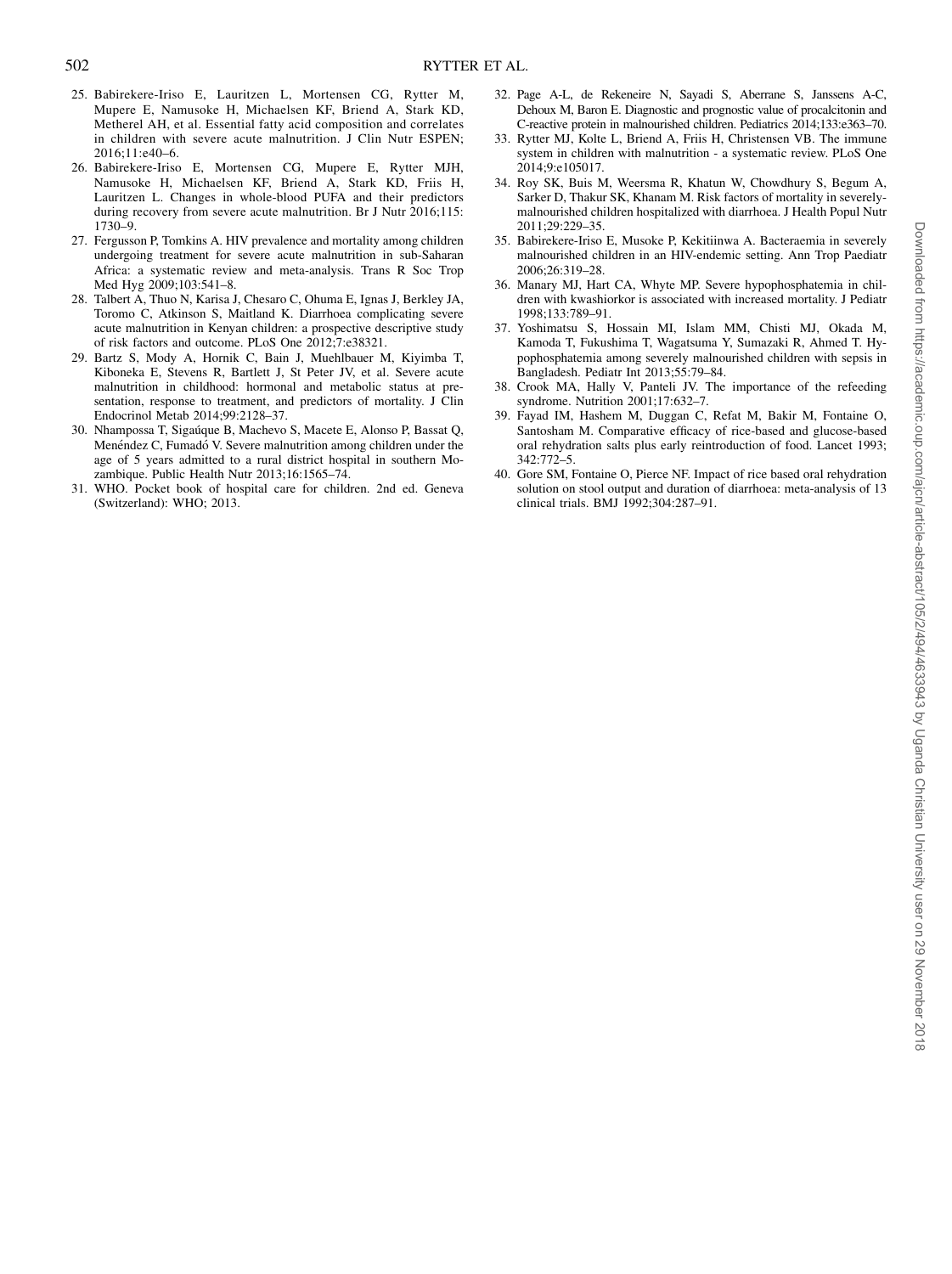25. Babirekere-Iriso E, Lauritzen L, Mortensen CG, Rytter M, Mupere E, Namusoke H, Michaelsen KF, Briend A, Stark KD, Metherel AH, et al. Essential fatty acid composition and correlates in children with severe acute malnutrition. J Clin Nutr ESPEN; 2016;11:e40–6.
26. Babirekere-Iriso E, Mortensen CG, Mupere E, Rytter MJH, Namusoke H, Michaelsen KF, Briend A, Stark KD, Friis H, Lauritzen L. Changes in whole-blood PUFA and their predictors during recovery from severe acute malnutrition. Br J Nutr 2016;115:1730–9.
27. Fergusson P, Tomkins A. HIV prevalence and mortality among children undergoing treatment for severe acute malnutrition in sub-Saharan Africa: a systematic review and meta-analysis. Trans R Soc Trop Med Hyg 2009;103:541–8.
28. Talbert A, Thuo N, Karisa J, Chesaro C, Ohuma E, Ignas J, Berkley JA, Toromo C, Atkinson S, Maitland K. Diarrhoea complicating severe acute malnutrition in Kenyan children: a prospective descriptive study of risk factors and outcome. PLoS One 2012;7:e38321.
29. Bartz S, Mody A, Hornik C, Bain J, Muehlbauer M, Kiyimba T, Kiboneka E, Stevens R, Bartlett J, St Peter JV, et al. Severe acute malnutrition in childhood: hormonal and metabolic status at presentation, response to treatment, and predictors of mortality. J Clin Endocrinol Metab 2014;99:2128–37.
30. Nhampossa T, Sigaúque B, Machevo S, Macete E, Alonso P, Bassat Q, Menéndez C, Fumadó V. Severe malnutrition among children under the age of 5 years admitted to a rural district hospital in southern Mozambique. Public Health Nutr 2013;16:1565–74.
31. WHO. Pocket book of hospital care for children. 2nd ed. Geneva (Switzerland): WHO; 2013.
32. Page A-L, de Rekeneire N, Sayadi S, Aberrane S, Janssens A-C, Dehoux M, Baron E. Diagnostic and prognostic value of procalcitonin and C-reactive protein in malnourished children. Pediatrics 2014;133:e363–70.
33. Rytter MJ, Kolte L, Briend A, Friis H, Christensen VB. The immune system in children with malnutrition - a systematic review. PLoS One 2014;9:e105017.
34. Roy SK, Buis M, Weersma R, Khatun W, Chowdhury S, Begum A, Sarker D, Thakur SK, Khanam M. Risk factors of mortality in severely-malnourished children hospitalized with diarrhoea. J Health Popul Nutr 2011;29:229–35.
35. Babirekere-Iriso E, Musoke P, Kekitiinwa A. Bacteraemia in severely malnourished children in an HIV-endemic setting. Ann Trop Paediatr 2006;26:319–28.
36. Manary MJ, Hart CA, Whyte MP. Severe hypophosphatemia in children with kwashiorkor is associated with increased mortality. J Pediatr 1998;133:789–91.
37. Yoshimatsu S, Hossain MI, Islam MM, Chisti MJ, Okada M, Kamoda T, Fukushima T, Wagatsuma Y, Sumazaki R, Ahmed T. Hypophosphatemia among severely malnourished children with sepsis in Bangladesh. Pediatr Int 2013;55:79–84.
38. Crook MA, Hally V, Panteli JV. The importance of the refeeding syndrome. Nutrition 2001;17:632–7.
39. Fayad IM, Hashem M, Duggan C, Refat M, Bakir M, Fontaine O, Santosham M. Comparative efficacy of rice-based and glucose-based oral rehydration salts plus early reintroduction of food. Lancet 1993;342:772–5.
40. Gore SM, Fontaine O, Pierce NF. Impact of rice based oral rehydration solution on stool output and duration of diarrhoea: meta-analysis of 13 clinical trials. BMJ 1992;304:287–91.